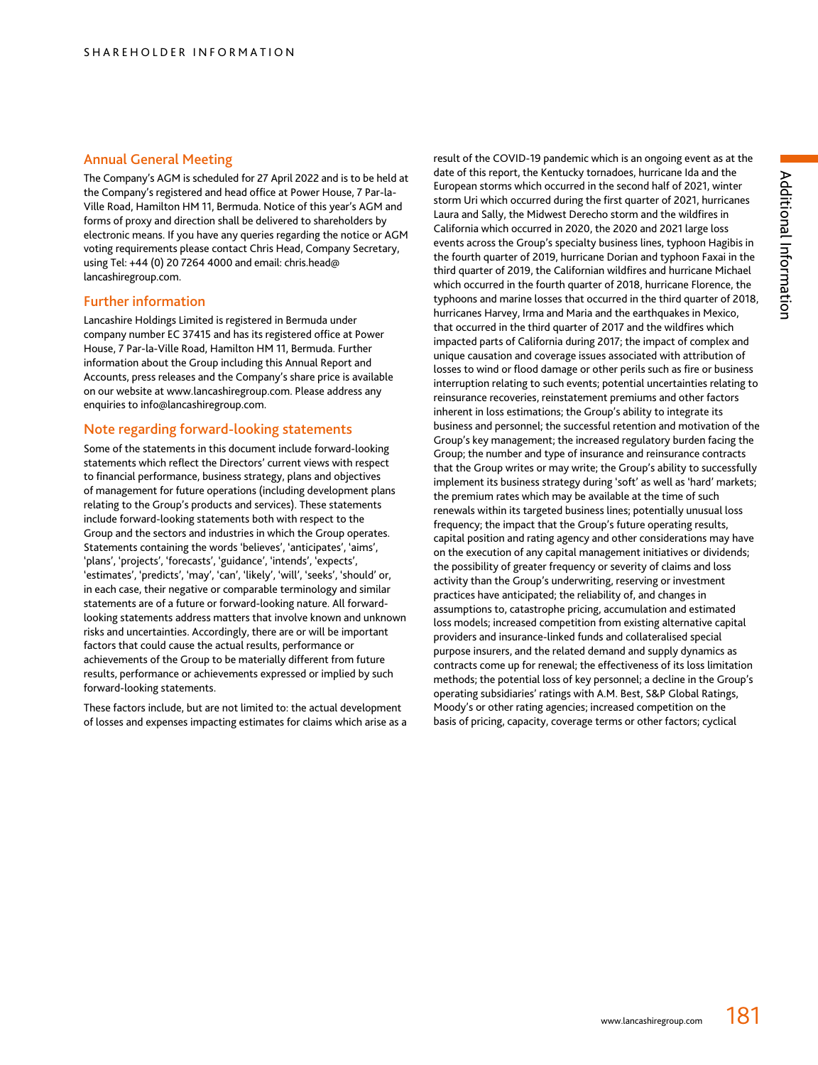## Annual General Meeting

The Company's AGM is scheduled for 27 April 2022 and is to be held at the Company's registered and head office at Power House, 7 Par-la-Ville Road, Hamilton HM 11, Bermuda. Notice of this year's AGM and forms of proxy and direction shall be delivered to shareholders by electronic means. If you have any queries regarding the notice or AGM voting requirements please contact Chris Head, Company Secretary, using Tel: +44 (0) 20 7264 4000 and email: chris.head@lancashiregroup.com.

## Further information

Lancashire Holdings Limited is registered in Bermuda under company number EC 37415 and has its registered office at Power House, 7 Par-la-Ville Road, Hamilton HM 11, Bermuda. Further information about the Group including this Annual Report and Accounts, press releases and the Company's share price is available on our website at www.lancashiregroup.com. Please address any enquiries to info@lancashiregroup.com.

## Note regarding forward-looking statements

Some of the statements in this document include forward-looking statements which reflect the Directors' current views with respect to financial performance, business strategy, plans and objectives of management for future operations (including development plans relating to the Group's products and services). These statements include forward-looking statements both with respect to the Group and the sectors and industries in which the Group operates. Statements containing the words 'believes', 'anticipates', 'aims', 'plans', 'projects', 'forecasts', 'guidance', 'intends', 'expects', 'estimates', 'predicts', 'may', 'can', 'likely', 'will', 'seeks', 'should' or, in each case, their negative or comparable terminology and similar statements are of a future or forward-looking nature. All forward-looking statements address matters that involve known and unknown risks and uncertainties. Accordingly, there are or will be important factors that could cause the actual results, performance or achievements of the Group to be materially different from future results, performance or achievements expressed or implied by such forward-looking statements.

These factors include, but are not limited to: the actual development of losses and expenses impacting estimates for claims which arise as a result of the COVID-19 pandemic which is an ongoing event as at the date of this report, the Kentucky tornadoes, hurricane Ida and the European storms which occurred in the second half of 2021, winter storm Uri which occurred during the first quarter of 2021, hurricanes Laura and Sally, the Midwest Derecho storm and the wildfires in California which occurred in 2020, the 2020 and 2021 large loss events across the Group's specialty business lines, typhoon Hagibis in the fourth quarter of 2019, hurricane Dorian and typhoon Faxai in the third quarter of 2019, the Californian wildfires and hurricane Michael which occurred in the fourth quarter of 2018, hurricane Florence, the typhoons and marine losses that occurred in the third quarter of 2018, hurricanes Harvey, Irma and Maria and the earthquakes in Mexico, that occurred in the third quarter of 2017 and the wildfires which impacted parts of California during 2017; the impact of complex and unique causation and coverage issues associated with attribution of losses to wind or flood damage or other perils such as fire or business interruption relating to such events; potential uncertainties relating to reinsurance recoveries, reinstatement premiums and other factors inherent in loss estimations; the Group's ability to integrate its business and personnel; the successful retention and motivation of the Group's key management; the increased regulatory burden facing the Group; the number and type of insurance and reinsurance contracts that the Group writes or may write; the Group's ability to successfully implement its business strategy during 'soft' as well as 'hard' markets; the premium rates which may be available at the time of such renewals within its targeted business lines; potentially unusual loss frequency; the impact that the Group's future operating results, capital position and rating agency and other considerations may have on the execution of any capital management initiatives or dividends; the possibility of greater frequency or severity of claims and loss activity than the Group's underwriting, reserving or investment practices have anticipated; the reliability of, and changes in assumptions to, catastrophe pricing, accumulation and estimated loss models; increased competition from existing alternative capital providers and insurance-linked funds and collateralised special purpose insurers, and the related demand and supply dynamics as contracts come up for renewal; the effectiveness of its loss limitation methods; the potential loss of key personnel; a decline in the Group's operating subsidiaries' ratings with A.M. Best, S&P Global Ratings, Moody's or other rating agencies; increased competition on the basis of pricing, capacity, coverage terms or other factors; cyclical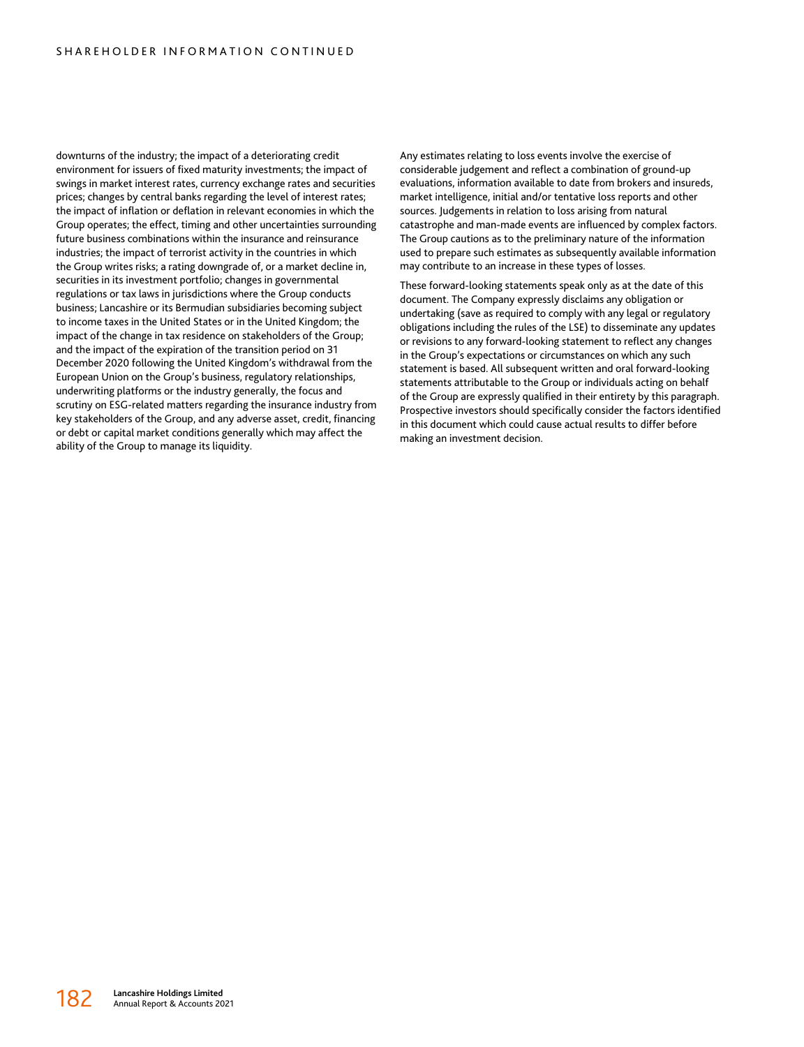downturns of the industry; the impact of a deteriorating credit environment for issuers of fixed maturity investments; the impact of swings in market interest rates, currency exchange rates and securities prices; changes by central banks regarding the level of interest rates; the impact of inflation or deflation in relevant economies in which the Group operates; the effect, timing and other uncertainties surrounding future business combinations within the insurance and reinsurance industries; the impact of terrorist activity in the countries in which the Group writes risks; a rating downgrade of, or a market decline in, securities in its investment portfolio; changes in governmental regulations or tax laws in jurisdictions where the Group conducts business; Lancashire or its Bermudian subsidiaries becoming subject to income taxes in the United States or in the United Kingdom; the impact of the change in tax residence on stakeholders of the Group; and the impact of the expiration of the transition period on 31 December 2020 following the United Kingdom's withdrawal from the European Union on the Group's business, regulatory relationships, underwriting platforms or the industry generally, the focus and scrutiny on ESG-related matters regarding the insurance industry from key stakeholders of the Group, and any adverse asset, credit, financing or debt or capital market conditions generally which may affect the ability of the Group to manage its liquidity.

Any estimates relating to loss events involve the exercise of considerable judgement and reflect a combination of ground-up evaluations, information available to date from brokers and insureds, market intelligence, initial and/or tentative loss reports and other sources. Judgements in relation to loss arising from natural catastrophe and man-made events are influenced by complex factors. The Group cautions as to the preliminary nature of the information used to prepare such estimates as subsequently available information may contribute to an increase in these types of losses.

These forward-looking statements speak only as at the date of this document. The Company expressly disclaims any obligation or undertaking (save as required to comply with any legal or regulatory obligations including the rules of the LSE) to disseminate any updates or revisions to any forward-looking statement to reflect any changes in the Group's expectations or circumstances on which any such statement is based. All subsequent written and oral forward-looking statements attributable to the Group or individuals acting on behalf of the Group are expressly qualified in their entirety by this paragraph. Prospective investors should specifically consider the factors identified in this document which could cause actual results to differ before making an investment decision.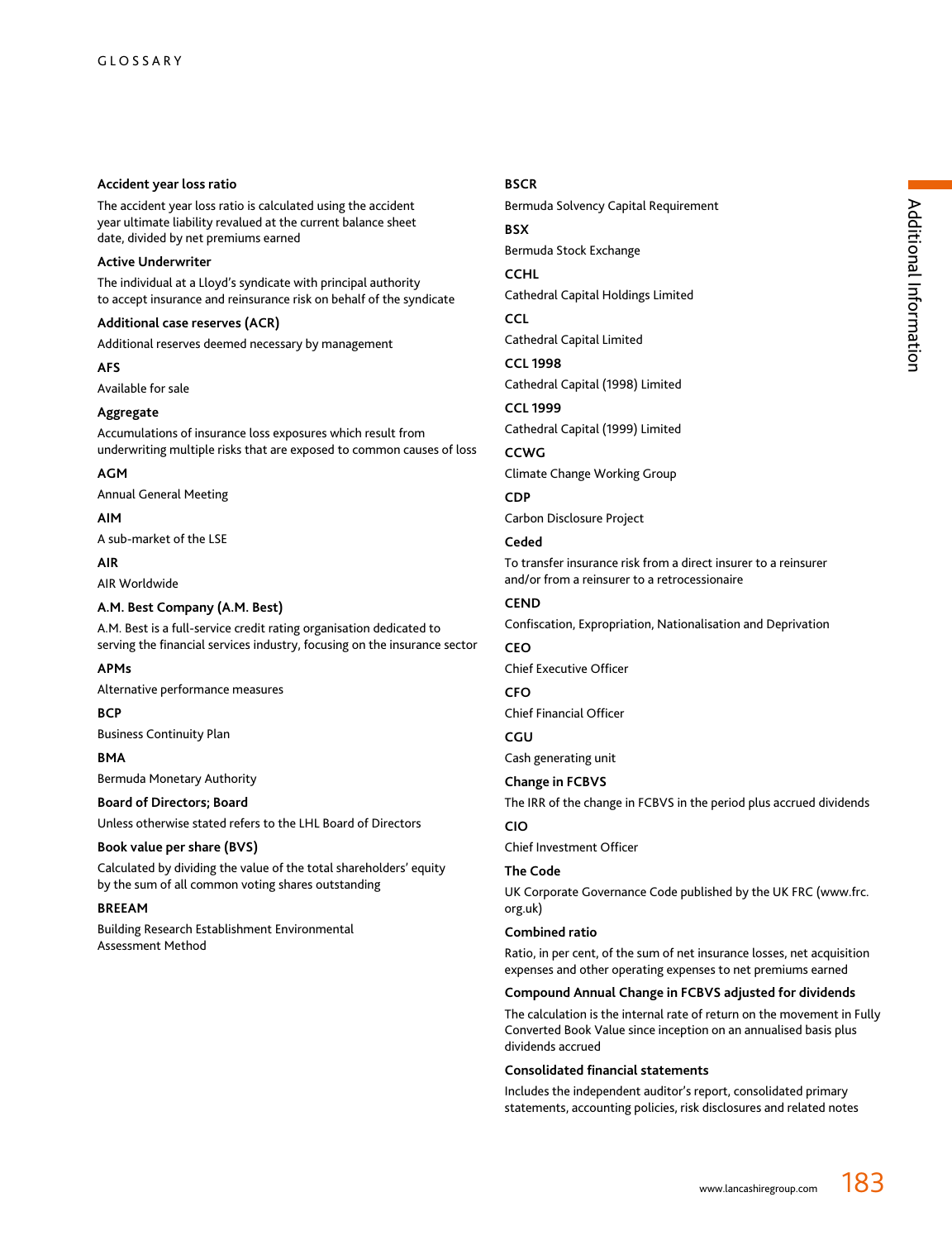# GLOSSARY

**Accident year loss ratio**

The accident year loss ratio is calculated using the accident year ultimate liability revalued at the current balance sheet date, divided by net premiums earned

**Active Underwriter**

The individual at a Lloyd's syndicate with principal authority to accept insurance and reinsurance risk on behalf of the syndicate

**Additional case reserves (ACR)**

Additional reserves deemed necessary by management

**AFS**

Available for sale

**Aggregate**

Accumulations of insurance loss exposures which result from underwriting multiple risks that are exposed to common causes of loss

**AGM**

Annual General Meeting

**AIM**

A sub-market of the LSE

**AIR**

AIR Worldwide

**A.M. Best Company (A.M. Best)**

A.M. Best is a full-service credit rating organisation dedicated to serving the financial services industry, focusing on the insurance sector

**APMs**

Alternative performance measures

**BCP**

Business Continuity Plan

**BMA**

Bermuda Monetary Authority

**Board of Directors; Board**

Unless otherwise stated refers to the LHL Board of Directors

**Book value per share (BVS)**

Calculated by dividing the value of the total shareholders' equity by the sum of all common voting shares outstanding

**BREEAM**

Building Research Establishment Environmental Assessment Method

**BSCR**

Bermuda Solvency Capital Requirement

**BSX**

Bermuda Stock Exchange

**CCHL**

Cathedral Capital Holdings Limited

**CCL**

Cathedral Capital Limited

**CCL 1998**

Cathedral Capital (1998) Limited

**CCL 1999**

Cathedral Capital (1999) Limited

**CCWG**

Climate Change Working Group

**CDP**

Carbon Disclosure Project

**Ceded**

To transfer insurance risk from a direct insurer to a reinsurer and/or from a reinsurer to a retrocessionaire

**CEND**

Confiscation, Expropriation, Nationalisation and Deprivation

**CEO**

Chief Executive Officer

**CFO**

Chief Financial Officer

**CGU**

Cash generating unit

**Change in FCBVS**

The IRR of the change in FCBVS in the period plus accrued dividends

**CIO**

Chief Investment Officer

**The Code**

UK Corporate Governance Code published by the UK FRC (www.frc.org.uk)

**Combined ratio**

Ratio, in per cent, of the sum of net insurance losses, net acquisition expenses and other operating expenses to net premiums earned

**Compound Annual Change in FCBVS adjusted for dividends**

The calculation is the internal rate of return on the movement in Fully Converted Book Value since inception on an annualised basis plus dividends accrued

**Consolidated financial statements**

Includes the independent auditor's report, consolidated primary statements, accounting policies, risk disclosures and related notes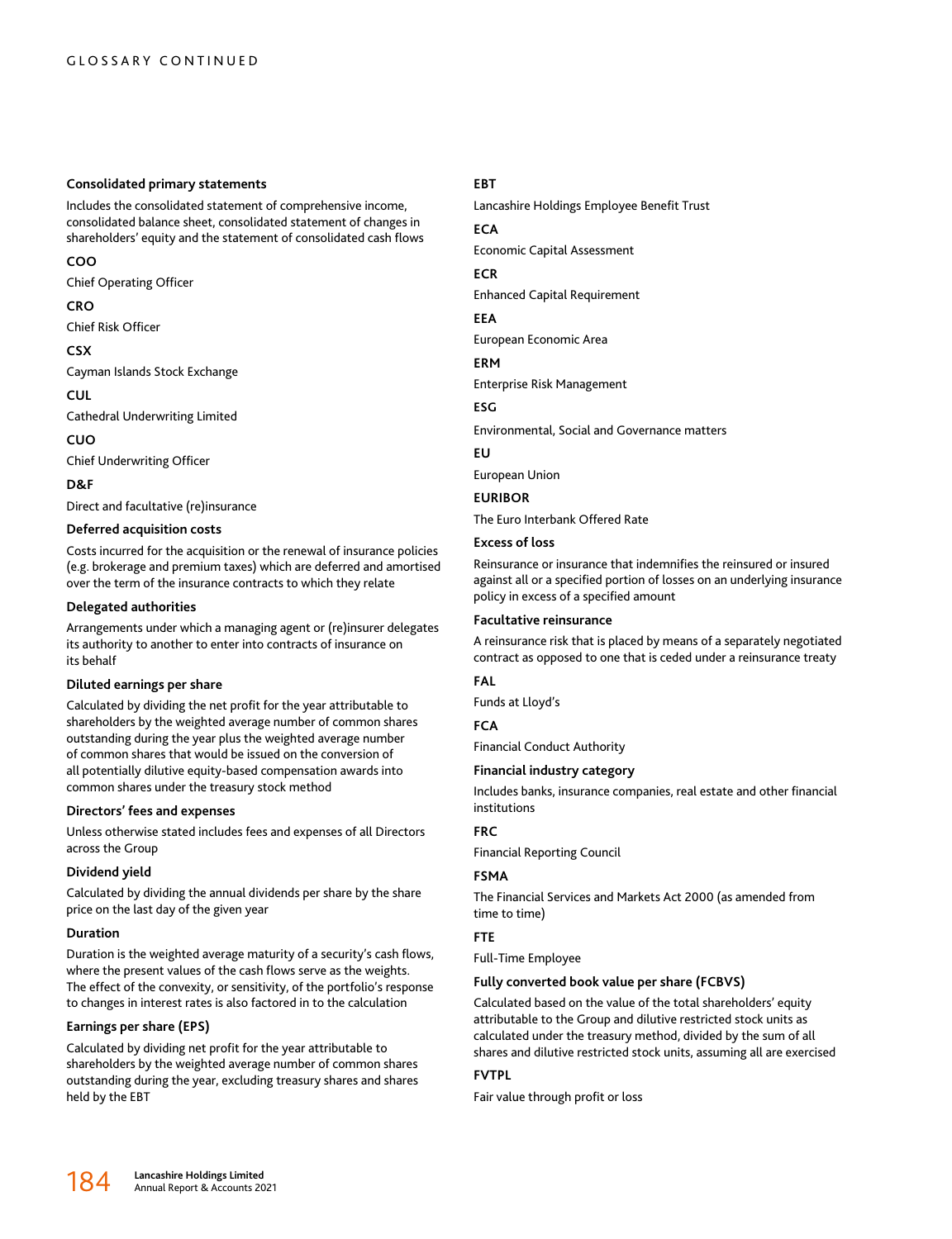**Consolidated primary statements**

Includes the consolidated statement of comprehensive income, consolidated balance sheet, consolidated statement of changes in shareholders' equity and the statement of consolidated cash flows

**COO**

Chief Operating Officer

**CRO**

Chief Risk Officer

**CSX**

Cayman Islands Stock Exchange

**CUL**

Cathedral Underwriting Limited

**CUO**

Chief Underwriting Officer

**D&F**

Direct and facultative (re)insurance

**Deferred acquisition costs**

Costs incurred for the acquisition or the renewal of insurance policies (e.g. brokerage and premium taxes) which are deferred and amortised over the term of the insurance contracts to which they relate

**Delegated authorities**

Arrangements under which a managing agent or (re)insurer delegates its authority to another to enter into contracts of insurance on its behalf

**Diluted earnings per share**

Calculated by dividing the net profit for the year attributable to shareholders by the weighted average number of common shares outstanding during the year plus the weighted average number of common shares that would be issued on the conversion of all potentially dilutive equity-based compensation awards into common shares under the treasury stock method

**Directors' fees and expenses**

Unless otherwise stated includes fees and expenses of all Directors across the Group

**Dividend yield**

Calculated by dividing the annual dividends per share by the share price on the last day of the given year

**Duration**

Duration is the weighted average maturity of a security's cash flows, where the present values of the cash flows serve as the weights. The effect of the convexity, or sensitivity, of the portfolio's response to changes in interest rates is also factored in to the calculation

**Earnings per share (EPS)**

Calculated by dividing net profit for the year attributable to shareholders by the weighted average number of common shares outstanding during the year, excluding treasury shares and shares held by the EBT

**EBT**

Lancashire Holdings Employee Benefit Trust

**ECA**

Economic Capital Assessment

**ECR**

Enhanced Capital Requirement

**EEA**

European Economic Area

**ERM**

Enterprise Risk Management

**ESG**

Environmental, Social and Governance matters

**EU**

European Union

**EURIBOR**

The Euro Interbank Offered Rate

**Excess of loss**

Reinsurance or insurance that indemnifies the reinsured or insured against all or a specified portion of losses on an underlying insurance policy in excess of a specified amount

**Facultative reinsurance**

A reinsurance risk that is placed by means of a separately negotiated contract as opposed to one that is ceded under a reinsurance treaty

**FAL**

Funds at Lloyd's

**FCA**

Financial Conduct Authority

**Financial industry category**

Includes banks, insurance companies, real estate and other financial institutions

**FRC**

Financial Reporting Council

**FSMA**

The Financial Services and Markets Act 2000 (as amended from time to time)

**FTE**

Full-Time Employee

**Fully converted book value per share (FCBVS)**

Calculated based on the value of the total shareholders' equity attributable to the Group and dilutive restricted stock units as calculated under the treasury method, divided by the sum of all shares and dilutive restricted stock units, assuming all are exercised

**FVTPL**

Fair value through profit or loss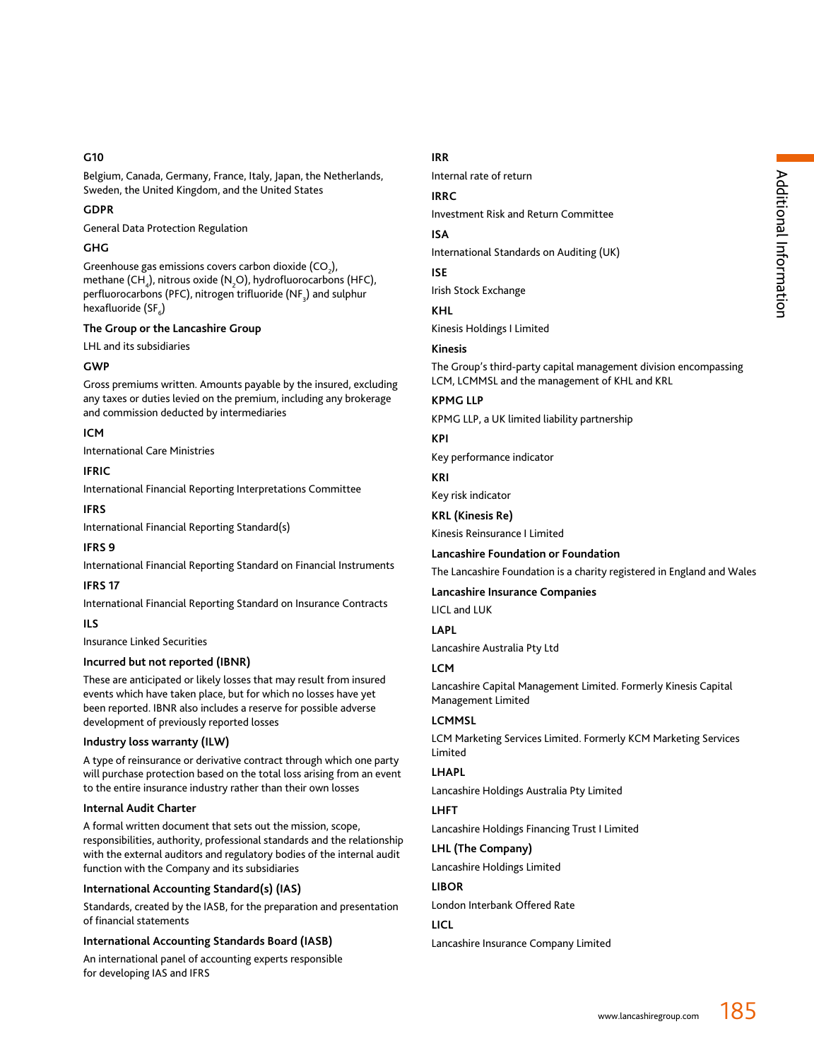**G10**

Belgium, Canada, Germany, France, Italy, Japan, the Netherlands, Sweden, the United Kingdom, and the United States

**GDPR**

General Data Protection Regulation

**GHG**

Greenhouse gas emissions covers carbon dioxide ($CO_2$), methane ($CH_4$), nitrous oxide ($N_2O$), hydrofluorocarbons (HFC), perfluorocarbons (PFC), nitrogen trifluoride ($NF_3$) and sulphur hexafluoride ($SF_6$)

**The Group or the Lancashire Group**

LHL and its subsidiaries

**GWP**

Gross premiums written. Amounts payable by the insured, excluding any taxes or duties levied on the premium, including any brokerage and commission deducted by intermediaries

**ICM**

International Care Ministries

**IFRIC**

International Financial Reporting Interpretations Committee

**IFRS**

International Financial Reporting Standard(s)

**IFRS 9**

International Financial Reporting Standard on Financial Instruments

**IFRS 17**

International Financial Reporting Standard on Insurance Contracts

**ILS**

Insurance Linked Securities

**Incurred but not reported (IBNR)**

These are anticipated or likely losses that may result from insured events which have taken place, but for which no losses have yet been reported. IBNR also includes a reserve for possible adverse development of previously reported losses

**Industry loss warranty (ILW)**

A type of reinsurance or derivative contract through which one party will purchase protection based on the total loss arising from an event to the entire insurance industry rather than their own losses

**Internal Audit Charter**

A formal written document that sets out the mission, scope, responsibilities, authority, professional standards and the relationship with the external auditors and regulatory bodies of the internal audit function with the Company and its subsidiaries

**International Accounting Standard(s) (IAS)**

Standards, created by the IASB, for the preparation and presentation of financial statements

**International Accounting Standards Board (IASB)**

An international panel of accounting experts responsible for developing IAS and IFRS

**IRR**

Internal rate of return

**IRRC**

Investment Risk and Return Committee

**ISA**

International Standards on Auditing (UK)

**ISE**

Irish Stock Exchange

**KHL**

Kinesis Holdings I Limited

**Kinesis**

The Group's third-party capital management division encompassing LCM, LCMMSL and the management of KHL and KRL

**KPMG LLP**

KPMG LLP, a UK limited liability partnership

**KPI**

Key performance indicator

**KRI**

Key risk indicator

**KRL (Kinesis Re)**

Kinesis Reinsurance I Limited

**Lancashire Foundation or Foundation**

The Lancashire Foundation is a charity registered in England and Wales

**Lancashire Insurance Companies**

LICL and LUK

**LAPL**

Lancashire Australia Pty Ltd

**LCM**

Lancashire Capital Management Limited. Formerly Kinesis Capital Management Limited

**LCMMSL**

LCM Marketing Services Limited. Formerly KCM Marketing Services Limited

**LHAPL**

Lancashire Holdings Australia Pty Limited

**LHFT**

Lancashire Holdings Financing Trust I Limited

**LHL (The Company)**

Lancashire Holdings Limited

**LIBOR**

London Interbank Offered Rate

**LICL**

Lancashire Insurance Company Limited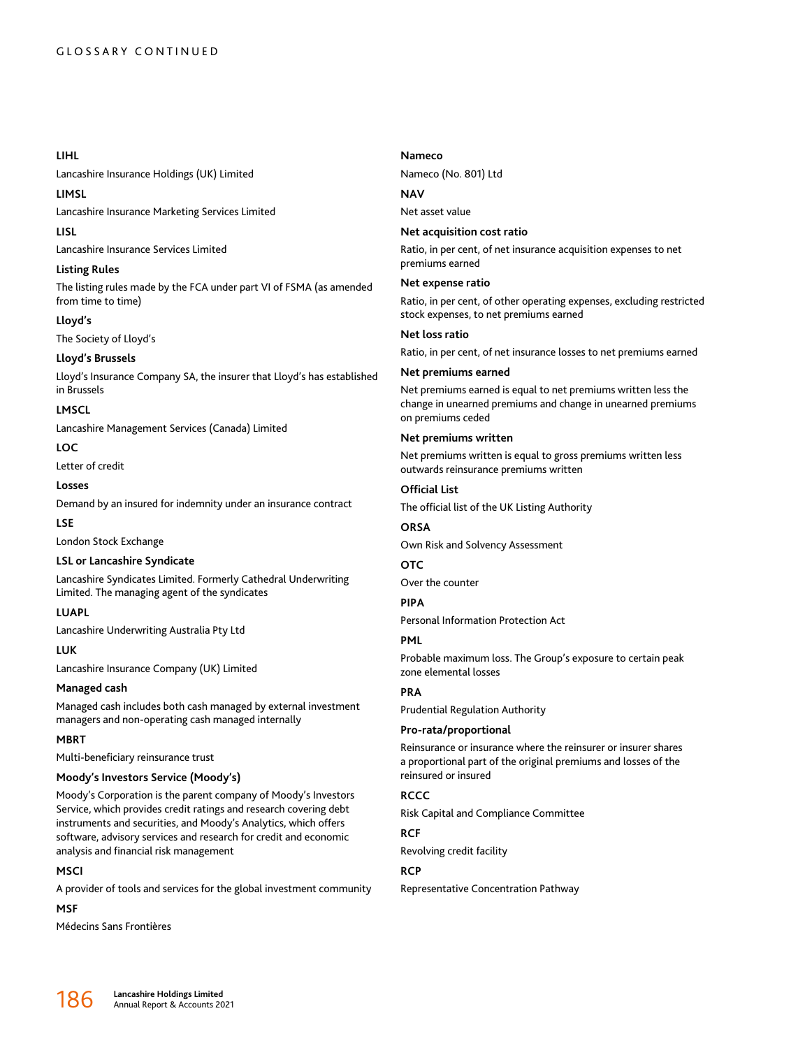**LIHL**

Lancashire Insurance Holdings (UK) Limited

**LIMSL**

Lancashire Insurance Marketing Services Limited

**LISL**

Lancashire Insurance Services Limited

**Listing Rules**

The listing rules made by the FCA under part VI of FSMA (as amended from time to time)

**Lloyd's**

The Society of Lloyd's

**Lloyd's Brussels**

Lloyd's Insurance Company SA, the insurer that Lloyd's has established in Brussels

**LMSCL**

Lancashire Management Services (Canada) Limited

**LOC**

Letter of credit

**Losses**

Demand by an insured for indemnity under an insurance contract

**LSE**

London Stock Exchange

**LSL or Lancashire Syndicate**

Lancashire Syndicates Limited. Formerly Cathedral Underwriting Limited. The managing agent of the syndicates

**LUAPL**

Lancashire Underwriting Australia Pty Ltd

**LUK**

Lancashire Insurance Company (UK) Limited

**Managed cash**

Managed cash includes both cash managed by external investment managers and non-operating cash managed internally

**MBRT**

Multi-beneficiary reinsurance trust

**Moody's Investors Service (Moody's)**

Moody's Corporation is the parent company of Moody's Investors Service, which provides credit ratings and research covering debt instruments and securities, and Moody's Analytics, which offers software, advisory services and research for credit and economic analysis and financial risk management

**MSCI**

A provider of tools and services for the global investment community

**MSF**

Médecins Sans Frontières

**Nameco**

Nameco (No. 801) Ltd

**NAV**

Net asset value

**Net acquisition cost ratio**

Ratio, in per cent, of net insurance acquisition expenses to net premiums earned

**Net expense ratio**

Ratio, in per cent, of other operating expenses, excluding restricted stock expenses, to net premiums earned

**Net loss ratio**

Ratio, in per cent, of net insurance losses to net premiums earned

**Net premiums earned**

Net premiums earned is equal to net premiums written less the change in unearned premiums and change in unearned premiums on premiums ceded

**Net premiums written**

Net premiums written is equal to gross premiums written less outwards reinsurance premiums written

**Official List**

The official list of the UK Listing Authority

**ORSA**

Own Risk and Solvency Assessment

**OTC**

Over the counter

**PIPA**

Personal Information Protection Act

**PML**

Probable maximum loss. The Group's exposure to certain peak zone elemental losses

**PRA**

Prudential Regulation Authority

**Pro-rata/proportional**

Reinsurance or insurance where the reinsurer or insurer shares a proportional part of the original premiums and losses of the reinsured or insured

**RCCC**

Risk Capital and Compliance Committee

**RCF**

Revolving credit facility

**RCP**

Representative Concentration Pathway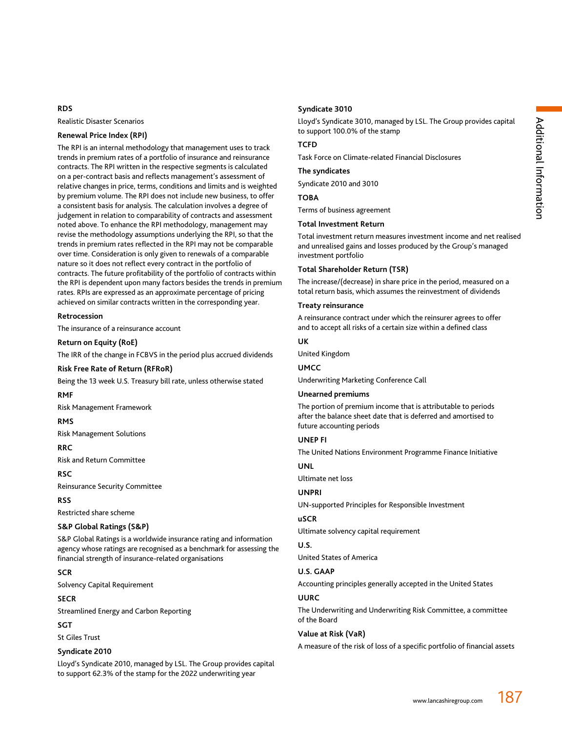**RDS**

Realistic Disaster Scenarios

**Renewal Price Index (RPI)**

The RPI is an internal methodology that management uses to track trends in premium rates of a portfolio of insurance and reinsurance contracts. The RPI written in the respective segments is calculated on a per-contract basis and reflects management's assessment of relative changes in price, terms, conditions and limits and is weighted by premium volume. The RPI does not include new business, to offer a consistent basis for analysis. The calculation involves a degree of judgement in relation to comparability of contracts and assessment noted above. To enhance the RPI methodology, management may revise the methodology assumptions underlying the RPI, so that the trends in premium rates reflected in the RPI may not be comparable over time. Consideration is only given to renewals of a comparable nature so it does not reflect every contract in the portfolio of contracts. The future profitability of the portfolio of contracts within the RPI is dependent upon many factors besides the trends in premium rates. RPIs are expressed as an approximate percentage of pricing achieved on similar contracts written in the corresponding year.

**Retrocession**

The insurance of a reinsurance account

**Return on Equity (RoE)**

The IRR of the change in FCBVS in the period plus accrued dividends

**Risk Free Rate of Return (RFRoR)**

Being the 13 week U.S. Treasury bill rate, unless otherwise stated

**RMF**

Risk Management Framework

**RMS**

Risk Management Solutions

**RRC**

Risk and Return Committee

**RSC**

Reinsurance Security Committee

**RSS**

Restricted share scheme

**S&P Global Ratings (S&P)**

S&P Global Ratings is a worldwide insurance rating and information agency whose ratings are recognised as a benchmark for assessing the financial strength of insurance-related organisations

**SCR**

Solvency Capital Requirement

**SECR**

Streamlined Energy and Carbon Reporting

**SGT**

St Giles Trust

**Syndicate 2010**

Lloyd's Syndicate 2010, managed by LSL. The Group provides capital to support 62.3% of the stamp for the 2022 underwriting year

**Syndicate 3010**

Lloyd's Syndicate 3010, managed by LSL. The Group provides capital to support 100.0% of the stamp

**TCFD**

Task Force on Climate-related Financial Disclosures

**The syndicates**

Syndicate 2010 and 3010

**TOBA**

Terms of business agreement

**Total Investment Return**

Total investment return measures investment income and net realised and unrealised gains and losses produced by the Group's managed investment portfolio

**Total Shareholder Return (TSR)**

The increase/(decrease) in share price in the period, measured on a total return basis, which assumes the reinvestment of dividends

**Treaty reinsurance**

A reinsurance contract under which the reinsurer agrees to offer and to accept all risks of a certain size within a defined class

**UK**

United Kingdom

**UMCC**

Underwriting Marketing Conference Call

**Unearned premiums**

The portion of premium income that is attributable to periods after the balance sheet date that is deferred and amortised to future accounting periods

**UNEP FI**

The United Nations Environment Programme Finance Initiative

**UNL**

Ultimate net loss

**UNPRI**

UN-supported Principles for Responsible Investment

**uSCR**

Ultimate solvency capital requirement

**U.S.**

United States of America

**U.S. GAAP**

Accounting principles generally accepted in the United States

**UURC**

The Underwriting and Underwriting Risk Committee, a committee of the Board

**Value at Risk (VaR)**

A measure of the risk of loss of a specific portfolio of financial assets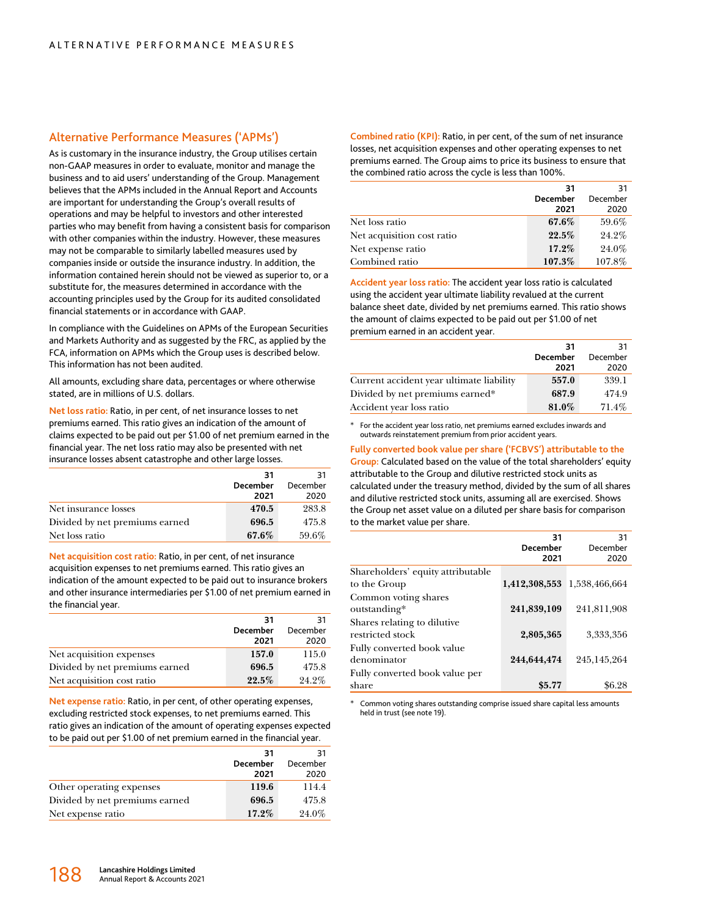## Alternative Performance Measures ('APMs')

As is customary in the insurance industry, the Group utilises certain non-GAAP measures in order to evaluate, monitor and manage the business and to aid users' understanding of the Group. Management believes that the APMs included in the Annual Report and Accounts are important for understanding the Group's overall results of operations and may be helpful to investors and other interested parties who may benefit from having a consistent basis for comparison with other companies within the industry. However, these measures may not be comparable to similarly labelled measures used by companies inside or outside the insurance industry. In addition, the information contained herein should not be viewed as superior to, or a substitute for, the measures determined in accordance with the accounting principles used by the Group for its audited consolidated financial statements or in accordance with GAAP.

In compliance with the Guidelines on APMs of the European Securities and Markets Authority and as suggested by the FRC, as applied by the FCA, information on APMs which the Group uses is described below. This information has not been audited.

All amounts, excluding share data, percentages or where otherwise stated, are in millions of U.S. dollars.

**Net loss ratio:** Ratio, in per cent, of net insurance losses to net premiums earned. This ratio gives an indication of the amount of claims expected to be paid out per $1.00 of net premium earned in the financial year. The net loss ratio may also be presented with net insurance losses absent catastrophe and other large losses.

| | 31 December 2021 | 31 December 2020 |
|---|---|---|
| Net insurance losses | **470.5** | 283.8 |
| Divided by net premiums earned | **696.5** | 475.8 |
| Net loss ratio | **67.6%** | 59.6% |

**Net acquisition cost ratio:** Ratio, in per cent, of net insurance acquisition expenses to net premiums earned. This ratio gives an indication of the amount expected to be paid out to insurance brokers and other insurance intermediaries per $1.00 of net premium earned in the financial year.

| | 31 December 2021 | 31 December 2020 |
|---|---|---|
| Net acquisition expenses | **157.0** | 115.0 |
| Divided by net premiums earned | **696.5** | 475.8 |
| Net acquisition cost ratio | **22.5%** | 24.2% |

**Net expense ratio:** Ratio, in per cent, of other operating expenses, excluding restricted stock expenses, to net premiums earned. This ratio gives an indication of the amount of operating expenses expected to be paid out per $1.00 of net premium earned in the financial year.

| | 31 December 2021 | 31 December 2020 |
|---|---|---|
| Other operating expenses | **119.6** | 114.4 |
| Divided by net premiums earned | **696.5** | 475.8 |
| Net expense ratio | **17.2%** | 24.0% |

**Combined ratio (KPI):** Ratio, in per cent, of the sum of net insurance losses, net acquisition expenses and other operating expenses to net premiums earned. The Group aims to price its business to ensure that the combined ratio across the cycle is less than 100%.

| | 31 December 2021 | 31 December 2020 |
|---|---|---|
| Net loss ratio | **67.6%** | 59.6% |
| Net acquisition cost ratio | **22.5%** | 24.2% |
| Net expense ratio | **17.2%** | 24.0% |
| Combined ratio | **107.3%** | 107.8% |

**Accident year loss ratio:** The accident year loss ratio is calculated using the accident year ultimate liability revalued at the current balance sheet date, divided by net premiums earned. This ratio shows the amount of claims expected to be paid out per $1.00 of net premium earned in an accident year.

| | 31 December 2021 | 31 December 2020 |
|---|---|---|
| Current accident year ultimate liability | **557.0** | 339.1 |
| Divided by net premiums earned* | **687.9** | 474.9 |
| Accident year loss ratio | **81.0%** | 71.4% |

\* For the accident year loss ratio, net premiums earned excludes inwards and outwards reinstatement premium from prior accident years.

**Fully converted book value per share ('FCBVS') attributable to the Group:** Calculated based on the value of the total shareholders' equity attributable to the Group and dilutive restricted stock units as calculated under the treasury method, divided by the sum of all shares and dilutive restricted stock units, assuming all are exercised. Shows the Group net asset value on a diluted per share basis for comparison to the market value per share.

| | 31 December 2021 | 31 December 2020 |
|---|---|---|
| Shareholders' equity attributable to the Group | **1,412,308,553** | 1,538,466,664 |
| Common voting shares outstanding* | **241,839,109** | 241,811,908 |
| Shares relating to dilutive restricted stock | **2,805,365** | 3,333,356 |
| Fully converted book value denominator | **244,644,474** | 245,145,264 |
| Fully converted book value per share | **$5.77** | $6.28 |

\* Common voting shares outstanding comprise issued share capital less amounts held in trust (see note 19).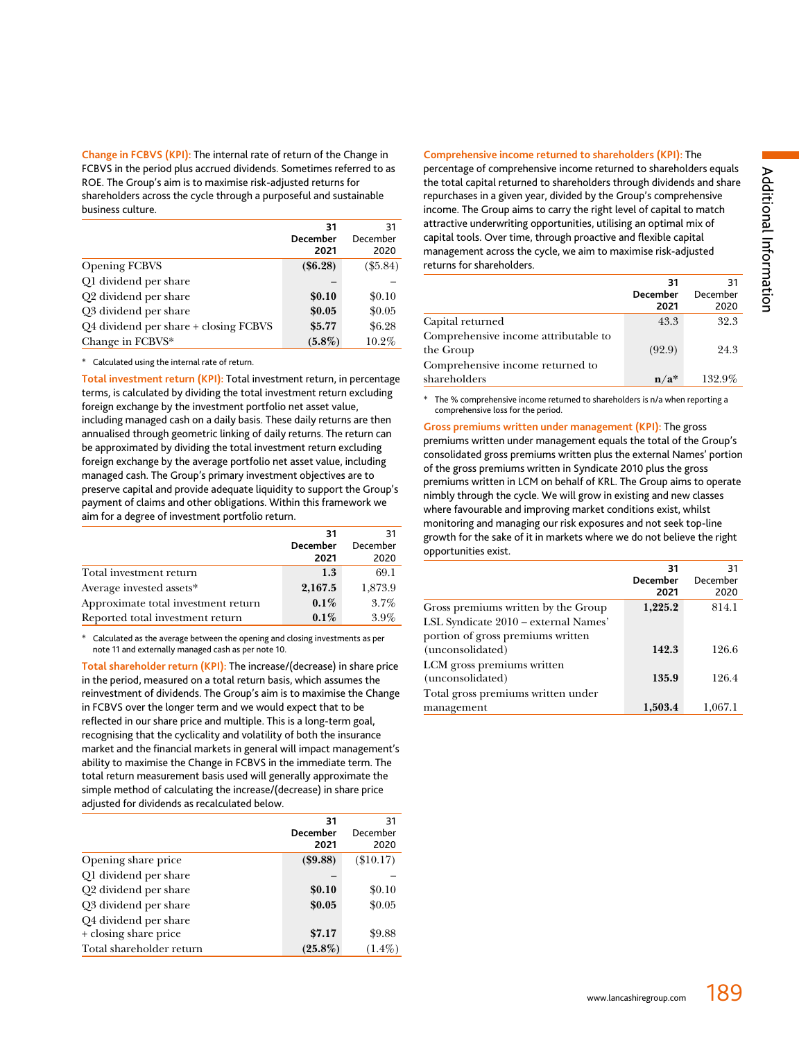**Change in FCBVS (KPI):** The internal rate of return of the Change in FCBVS in the period plus accrued dividends. Sometimes referred to as ROE. The Group's aim is to maximise risk-adjusted returns for shareholders across the cycle through a purposeful and sustainable business culture.

| | 31 December 2021 | 31 December 2020 |
|---|---|---|
| Opening FCBVS | **($6.28)** | ($5.84) |
| Q1 dividend per share | **–** | – |
| Q2 dividend per share | **$0.10** | $0.10 |
| Q3 dividend per share | **$0.05** | $0.05 |
| Q4 dividend per share + closing FCBVS | **$5.77** | $6.28 |
| Change in FCBVS* | **(5.8%)** | 10.2% |

\* Calculated using the internal rate of return.

**Total investment return (KPI):** Total investment return, in percentage terms, is calculated by dividing the total investment return excluding foreign exchange by the investment portfolio net asset value, including managed cash on a daily basis. These daily returns are then annualised through geometric linking of daily returns. The return can be approximated by dividing the total investment return excluding foreign exchange by the average portfolio net asset value, including managed cash. The Group's primary investment objectives are to preserve capital and provide adequate liquidity to support the Group's payment of claims and other obligations. Within this framework we aim for a degree of investment portfolio return.

| | 31 December 2021 | 31 December 2020 |
|---|---|---|
| Total investment return | **1.3** | 69.1 |
| Average invested assets* | **2,167.5** | 1,873.9 |
| Approximate total investment return | **0.1%** | 3.7% |
| Reported total investment return | **0.1%** | 3.9% |

\* Calculated as the average between the opening and closing investments as per note 11 and externally managed cash as per note 10.

**Total shareholder return (KPI):** The increase/(decrease) in share price in the period, measured on a total return basis, which assumes the reinvestment of dividends. The Group's aim is to maximise the Change in FCBVS over the longer term and we would expect that to be reflected in our share price and multiple. This is a long-term goal, recognising that the cyclicality and volatility of both the insurance market and the financial markets in general will impact management's ability to maximise the Change in FCBVS in the immediate term. The total return measurement basis used will generally approximate the simple method of calculating the increase/(decrease) in share price adjusted for dividends as recalculated below.

| | 31 December 2021 | 31 December 2020 |
|---|---|---|
| Opening share price | **($9.88)** | ($10.17) |
| Q1 dividend per share | **–** | – |
| Q2 dividend per share | **$0.10** | $0.10 |
| Q3 dividend per share | **$0.05** | $0.05 |
| Q4 dividend per share + closing share price | **$7.17** | $9.88 |
| Total shareholder return | **(25.8%)** | (1.4%) |

**Comprehensive income returned to shareholders (KPI):** The percentage of comprehensive income returned to shareholders equals the total capital returned to shareholders through dividends and share repurchases in a given year, divided by the Group's comprehensive income. The Group aims to carry the right level of capital to match attractive underwriting opportunities, utilising an optimal mix of capital tools. Over time, through proactive and flexible capital management across the cycle, we aim to maximise risk-adjusted returns for shareholders.

| | 31 December 2021 | 31 December 2020 |
|---|---|---|
| Capital returned | 43.3 | 32.3 |
| Comprehensive income attributable to the Group | (92.9) | 24.3 |
| Comprehensive income returned to shareholders | **n/a*** | 132.9% |

\* The % comprehensive income returned to shareholders is n/a when reporting a comprehensive loss for the period.

**Gross premiums written under management (KPI):** The gross premiums written under management equals the total of the Group's consolidated gross premiums written plus the external Names' portion of the gross premiums written in Syndicate 2010 plus the gross premiums written in LCM on behalf of KRL. The Group aims to operate nimbly through the cycle. We will grow in existing and new classes where favourable and improving market conditions exist, whilst monitoring and managing our risk exposures and not seek top-line growth for the sake of it in markets where we do not believe the right opportunities exist.

| | 31 December 2021 | 31 December 2020 |
|---|---|---|
| Gross premiums written by the Group | **1,225.2** | 814.1 |
| LSL Syndicate 2010 – external Names' portion of gross premiums written (unconsolidated) | **142.3** | 126.6 |
| LCM gross premiums written (unconsolidated) | **135.9** | 126.4 |
| Total gross premiums written under management | **1,503.4** | 1,067.1 |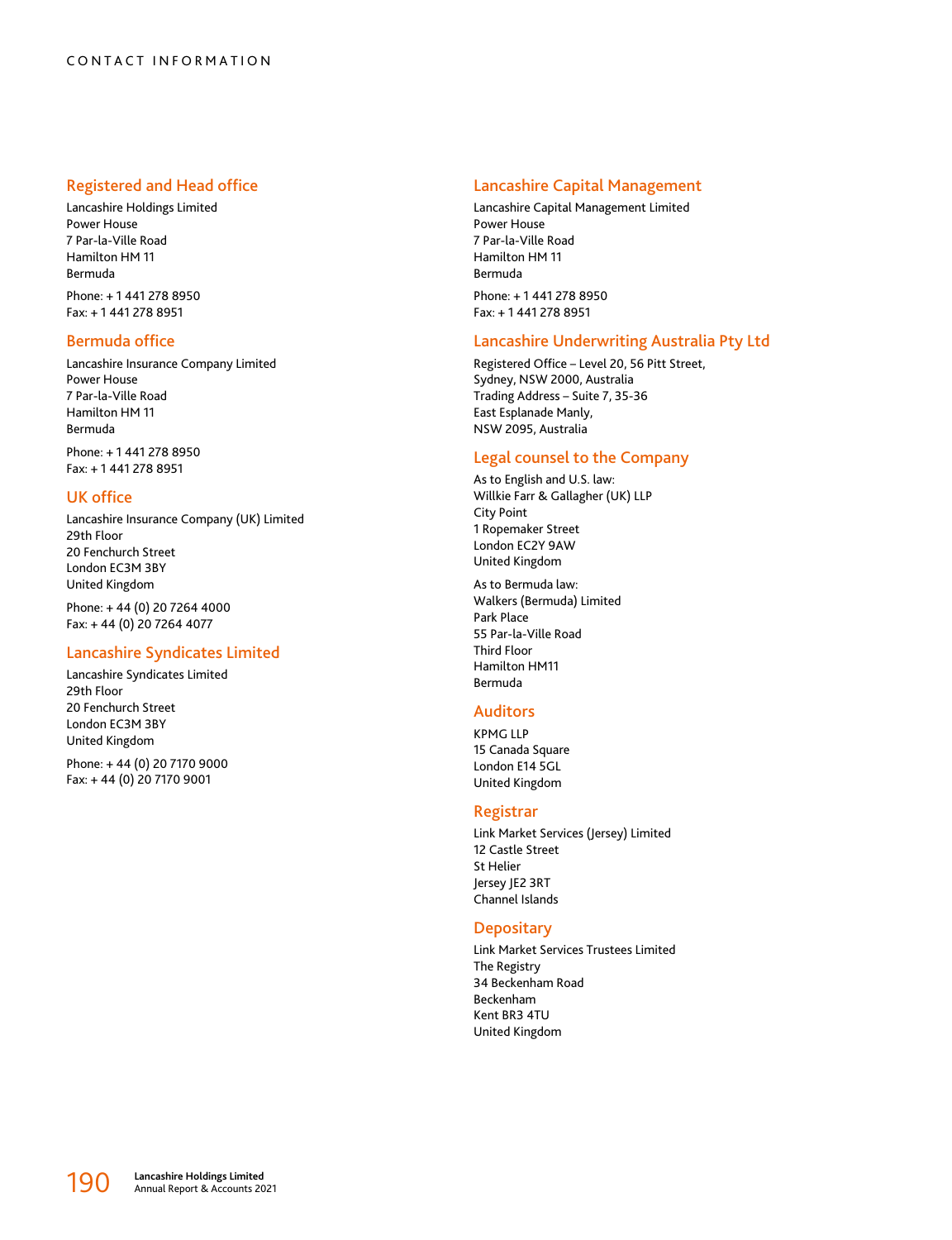# CONTACT INFORMATION

## Registered and Head office

Lancashire Holdings Limited
Power House
7 Par-la-Ville Road
Hamilton HM 11
Bermuda

Phone: + 1 441 278 8950
Fax: + 1 441 278 8951

## Bermuda office

Lancashire Insurance Company Limited
Power House
7 Par-la-Ville Road
Hamilton HM 11
Bermuda

Phone: + 1 441 278 8950
Fax: + 1 441 278 8951

## UK office

Lancashire Insurance Company (UK) Limited
29th Floor
20 Fenchurch Street
London EC3M 3BY
United Kingdom

Phone: + 44 (0) 20 7264 4000
Fax: + 44 (0) 20 7264 4077

## Lancashire Syndicates Limited

Lancashire Syndicates Limited
29th Floor
20 Fenchurch Street
London EC3M 3BY
United Kingdom

Phone: + 44 (0) 20 7170 9000
Fax: + 44 (0) 20 7170 9001

## Lancashire Capital Management

Lancashire Capital Management Limited
Power House
7 Par-la-Ville Road
Hamilton HM 11
Bermuda

Phone: + 1 441 278 8950
Fax: + 1 441 278 8951

## Lancashire Underwriting Australia Pty Ltd

Registered Office – Level 20, 56 Pitt Street,
Sydney, NSW 2000, Australia
Trading Address – Suite 7, 35-36
East Esplanade Manly,
NSW 2095, Australia

## Legal counsel to the Company

As to English and U.S. law:
Willkie Farr & Gallagher (UK) LLP
City Point
1 Ropemaker Street
London EC2Y 9AW
United Kingdom

As to Bermuda law:
Walkers (Bermuda) Limited
Park Place
55 Par-la-Ville Road
Third Floor
Hamilton HM11
Bermuda

## Auditors

KPMG LLP
15 Canada Square
London E14 5GL
United Kingdom

## Registrar

Link Market Services (Jersey) Limited
12 Castle Street
St Helier
Jersey JE2 3RT
Channel Islands

## Depositary

Link Market Services Trustees Limited
The Registry
34 Beckenham Road
Beckenham
Kent BR3 4TU
United Kingdom